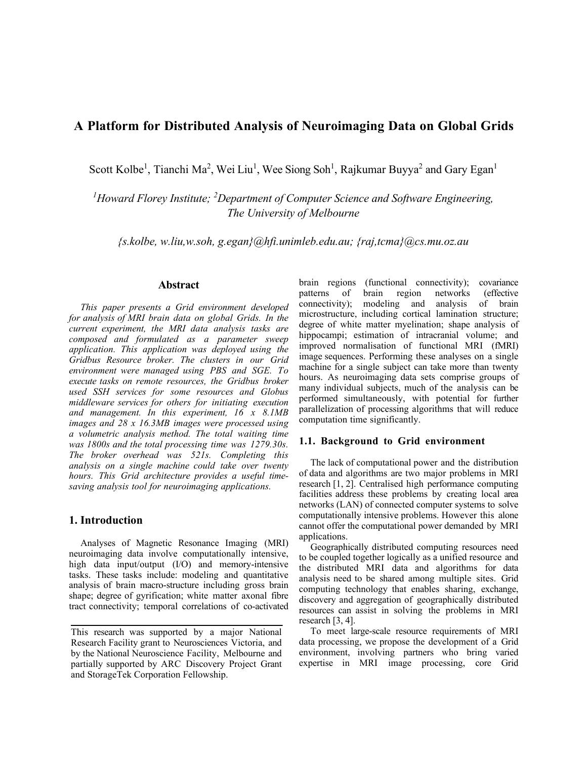# A Platform for Distributed Analysis of Neuroimaging Data on Global Grids

Scott Kolbe[1], Tianchi Ma[2], Wei Liu[1], Wee Siong Soh[1], Rajkumar Buyya[2] and Gary Egan[1]

*[1]Howard Florey Institute; [2]Department of Computer Science and Software Engineering, The University of Melbourne*

*{s.kolbe, w.liu,w.soh, g.egan}@hfi.unimleb.edu.au; {raj,tcma}@cs.mu.oz.au*

## Abstract

*This paper presents a Grid environment developed for analysis of MRI brain data on global Grids. In the current experiment, the MRI data analysis tasks are composed and formulated as a parameter sweep application. This application was deployed using the Gridbus Resource broker. The clusters in our Grid environment were managed using PBS and SGE. To execute tasks on remote resources, the Gridbus broker used SSH services for some resources and Globus middleware services for others for initiating execution and management. In this experiment, 16 x 8.1MB images and 28 x 16.3MB images were processed using a volumetric analysis method. The total waiting time was 1800s and the total processing time was 1279.30s. The broker overhead was 521s. Completing this analysis on a single machine could take over twenty hours. This Grid architecture provides a useful time-saving analysis tool for neuroimaging applications.*

## 1. Introduction

Analyses of Magnetic Resonance Imaging (MRI) neuroimaging data involve computationally intensive, high data input/output (I/O) and memory-intensive tasks. These tasks include: modeling and quantitative analysis of brain macro-structure including gross brain shape; degree of gyrification; white matter axonal fibre tract connectivity; temporal correlations of co-activated brain regions (functional connectivity); covariance patterns of brain region networks (effective connectivity); modeling and analysis of brain microstructure, including cortical lamination structure; degree of white matter myelination; shape analysis of hippocampi; estimation of intracranial volume; and improved normalisation of functional MRI (fMRI) image sequences. Performing these analyses on a single machine for a single subject can take more than twenty hours. As neuroimaging data sets comprise groups of many individual subjects, much of the analysis can be performed simultaneously, with potential for further parallelization of processing algorithms that will reduce computation time significantly.

### 1.1. Background to Grid environment

The lack of computational power and the distribution of data and algorithms are two major problems in MRI research [1, 2]. Centralised high performance computing facilities address these problems by creating local area networks (LAN) of connected computer systems to solve computationally intensive problems. However this alone cannot offer the computational power demanded by MRI applications.

Geographically distributed computing resources need to be coupled together logically as a unified resource and the distributed MRI data and algorithms for data analysis need to be shared among multiple sites. Grid computing technology that enables sharing, exchange, discovery and aggregation of geographically distributed resources can assist in solving the problems in MRI research [3, 4].

To meet large-scale resource requirements of MRI data processing, we propose the development of a Grid environment, involving partners who bring varied expertise in MRI image processing, core Grid

---

This research was supported by a major National Research Facility grant to Neurosciences Victoria, and by the National Neuroscience Facility, Melbourne and partially supported by ARC Discovery Project Grant and StorageTek Corporation Fellowship.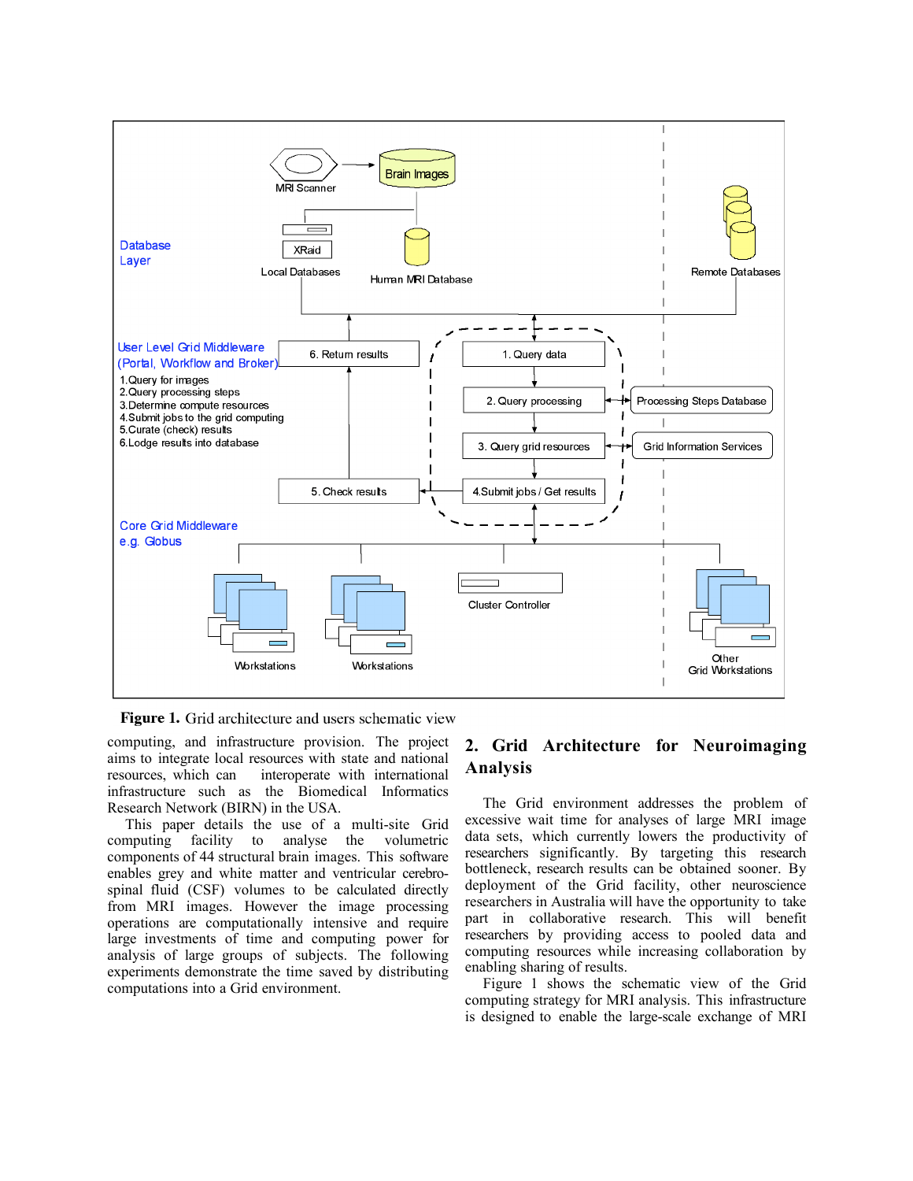**Figure 1.** Grid architecture and users schematic view

computing, and infrastructure provision. The project aims to integrate local resources with state and national resources, which can interoperate with international infrastructure such as the Biomedical Informatics Research Network (BIRN) in the USA.

This paper details the use of a multi-site Grid computing facility to analyse the volumetric components of 44 structural brain images. This software enables grey and white matter and ventricular cerebro-spinal fluid (CSF) volumes to be calculated directly from MRI images. However the image processing operations are computationally intensive and require large investments of time and computing power for analysis of large groups of subjects. The following experiments demonstrate the time saved by distributing computations into a Grid environment.

## 2. Grid Architecture for Neuroimaging Analysis

The Grid environment addresses the problem of excessive wait time for analyses of large MRI image data sets, which currently lowers the productivity of researchers significantly. By targeting this research bottleneck, research results can be obtained sooner. By deployment of the Grid facility, other neuroscience researchers in Australia will have the opportunity to take part in collaborative research. This will benefit researchers by providing access to pooled data and computing resources while increasing collaboration by enabling sharing of results.

Figure 1 shows the schematic view of the Grid computing strategy for MRI analysis. This infrastructure is designed to enable the large-scale exchange of MRI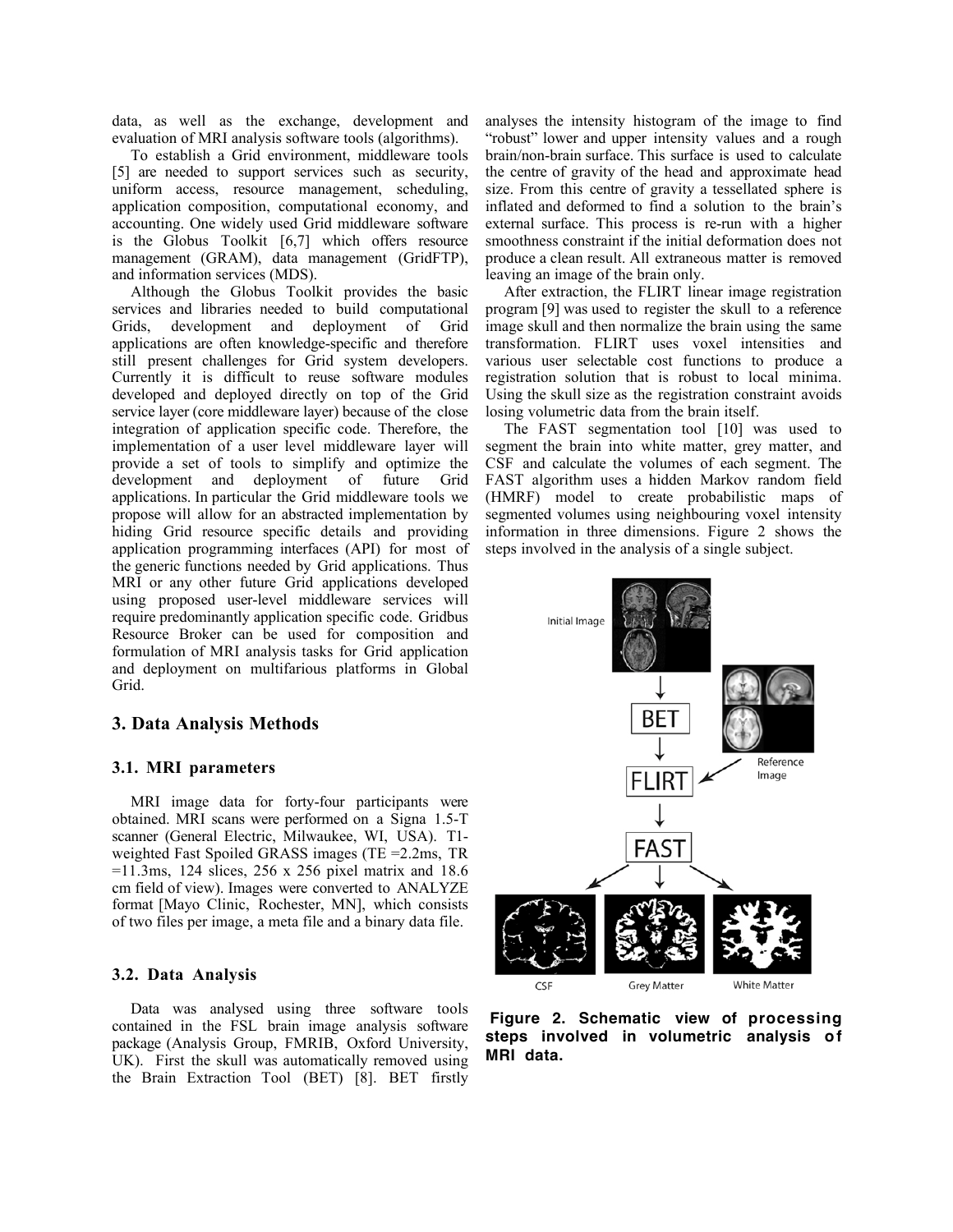data, as well as the exchange, development and evaluation of MRI analysis software tools (algorithms).

To establish a Grid environment, middleware tools [5] are needed to support services such as security, uniform access, resource management, scheduling, application composition, computational economy, and accounting. One widely used Grid middleware software is the Globus Toolkit [6,7] which offers resource management (GRAM), data management (GridFTP), and information services (MDS).

Although the Globus Toolkit provides the basic services and libraries needed to build computational Grids, development and deployment of Grid applications are often knowledge-specific and therefore still present challenges for Grid system developers. Currently it is difficult to reuse software modules developed and deployed directly on top of the Grid service layer (core middleware layer) because of the close integration of application specific code. Therefore, the implementation of a user level middleware layer will provide a set of tools to simplify and optimize the development and deployment of future Grid applications. In particular the Grid middleware tools we propose will allow for an abstracted implementation by hiding Grid resource specific details and providing application programming interfaces (API) for most of the generic functions needed by Grid applications. Thus MRI or any other future Grid applications developed using proposed user-level middleware services will require predominantly application specific code. Gridbus Resource Broker can be used for composition and formulation of MRI analysis tasks for Grid application and deployment on multifarious platforms in Global Grid.

## 3. Data Analysis Methods

### 3.1. MRI parameters

MRI image data for forty-four participants were obtained. MRI scans were performed on a Signa 1.5-T scanner (General Electric, Milwaukee, WI, USA). T1-weighted Fast Spoiled GRASS images (TE =2.2ms, TR =11.3ms, 124 slices, 256 x 256 pixel matrix and 18.6 cm field of view). Images were converted to ANALYZE format [Mayo Clinic, Rochester, MN], which consists of two files per image, a meta file and a binary data file.

### 3.2. Data Analysis

Data was analysed using three software tools contained in the FSL brain image analysis software package (Analysis Group, FMRIB, Oxford University, UK). First the skull was automatically removed using the Brain Extraction Tool (BET) [8]. BET firstly analyses the intensity histogram of the image to find "robust" lower and upper intensity values and a rough brain/non-brain surface. This surface is used to calculate the centre of gravity of the head and approximate head size. From this centre of gravity a tessellated sphere is inflated and deformed to find a solution to the brain's external surface. This process is re-run with a higher smoothness constraint if the initial deformation does not produce a clean result. All extraneous matter is removed leaving an image of the brain only.

After extraction, the FLIRT linear image registration program [9] was used to register the skull to a reference image skull and then normalize the brain using the same transformation. FLIRT uses voxel intensities and various user selectable cost functions to produce a registration solution that is robust to local minima. Using the skull size as the registration constraint avoids losing volumetric data from the brain itself.

The FAST segmentation tool [10] was used to segment the brain into white matter, grey matter, and CSF and calculate the volumes of each segment. The FAST algorithm uses a hidden Markov random field (HMRF) model to create probabilistic maps of segmented volumes using neighbouring voxel intensity information in three dimensions. Figure 2 shows the steps involved in the analysis of a single subject.

**Figure 2. Schematic view of processing steps involved in volumetric analysis of MRI data.**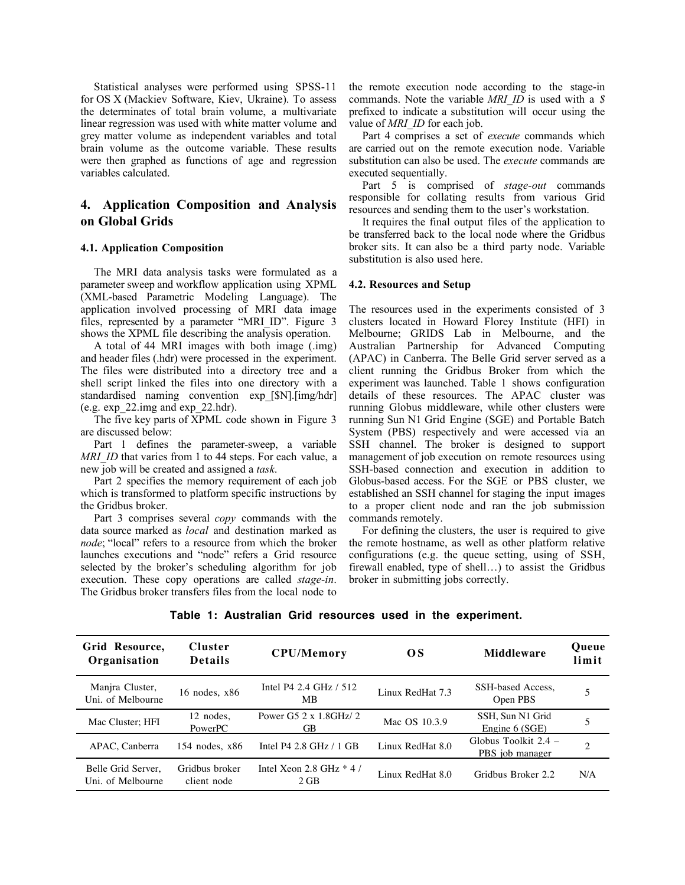Statistical analyses were performed using SPSS-11 for OS X (Mackiev Software, Kiev, Ukraine). To assess the determinates of total brain volume, a multivariate linear regression was used with white matter volume and grey matter volume as independent variables and total brain volume as the outcome variable. These results were then graphed as functions of age and regression variables calculated.

## 4. Application Composition and Analysis on Global Grids

### 4.1. Application Composition

The MRI data analysis tasks were formulated as a parameter sweep and workflow application using XPML (XML-based Parametric Modeling Language). The application involved processing of MRI data image files, represented by a parameter "MRI_ID". Figure 3 shows the XPML file describing the analysis operation.

A total of 44 MRI images with both image (.img) and header files (.hdr) were processed in the experiment. The files were distributed into a directory tree and a shell script linked the files into one directory with a standardised naming convention exp_[$N].[img/hdr] (e.g. exp_22.img and exp_22.hdr).

The five key parts of XPML code shown in Figure 3 are discussed below:

Part 1 defines the parameter-sweep, a variable *MRI_ID* that varies from 1 to 44 steps. For each value, a new job will be created and assigned a *task*.

Part 2 specifies the memory requirement of each job which is transformed to platform specific instructions by the Gridbus broker.

Part 3 comprises several *copy* commands with the data source marked as *local* and destination marked as *node*; "local" refers to a resource from which the broker launches executions and "node" refers a Grid resource selected by the broker's scheduling algorithm for job execution. These copy operations are called *stage-in*. The Gridbus broker transfers files from the local node to the remote execution node according to the stage-in commands. Note the variable *MRI_ID* is used with a *$* prefixed to indicate a substitution will occur using the value of *MRI_ID* for each job.

Part 4 comprises a set of *execute* commands which are carried out on the remote execution node. Variable substitution can also be used. The *execute* commands are executed sequentially.

Part 5 is comprised of *stage-out* commands responsible for collating results from various Grid resources and sending them to the user's workstation.

It requires the final output files of the application to be transferred back to the local node where the Gridbus broker sits. It can also be a third party node. Variable substitution is also used here.

### 4.2. Resources and Setup

The resources used in the experiments consisted of 3 clusters located in Howard Florey Institute (HFI) in Melbourne; GRIDS Lab in Melbourne, and the Australian Partnership for Advanced Computing (APAC) in Canberra. The Belle Grid server served as a client running the Gridbus Broker from which the experiment was launched. Table 1 shows configuration details of these resources. The APAC cluster was running Globus middleware, while other clusters were running Sun N1 Grid Engine (SGE) and Portable Batch System (PBS) respectively and were accessed via an SSH channel. The broker is designed to support management of job execution on remote resources using SSH-based connection and execution in addition to Globus-based access. For the SGE or PBS cluster, we established an SSH channel for staging the input images to a proper client node and ran the job submission commands remotely.

For defining the clusters, the user is required to give the remote hostname, as well as other platform relative configurations (e.g. the queue setting, using of SSH, firewall enabled, type of shell…) to assist the Gridbus broker in submitting jobs correctly.

**Table 1: Australian Grid resources used in the experiment.**

| Grid Resource, Organisation | Cluster Details | CPU/Memory | OS | Middleware | Queue limit |
|---|---|---|---|---|---|
| Manjra Cluster, Uni. of Melbourne | 16 nodes, x86 | Intel P4 2.4 GHz / 512 MB | Linux RedHat 7.3 | SSH-based Access, Open PBS | 5 |
| Mac Cluster; HFI | 12 nodes, PowerPC | Power G5 2 x 1.8GHz/ 2 GB | Mac OS 10.3.9 | SSH, Sun N1 Grid Engine 6 (SGE) | 5 |
| APAC, Canberra | 154 nodes, x86 | Intel P4 2.8 GHz / 1 GB | Linux RedHat 8.0 | Globus Toolkit 2.4 – PBS job manager | 2 |
| Belle Grid Server, Uni. of Melbourne | Gridbus broker client node | Intel Xeon 2.8 GHz * 4 / 2 GB | Linux RedHat 8.0 | Gridbus Broker 2.2 | N/A |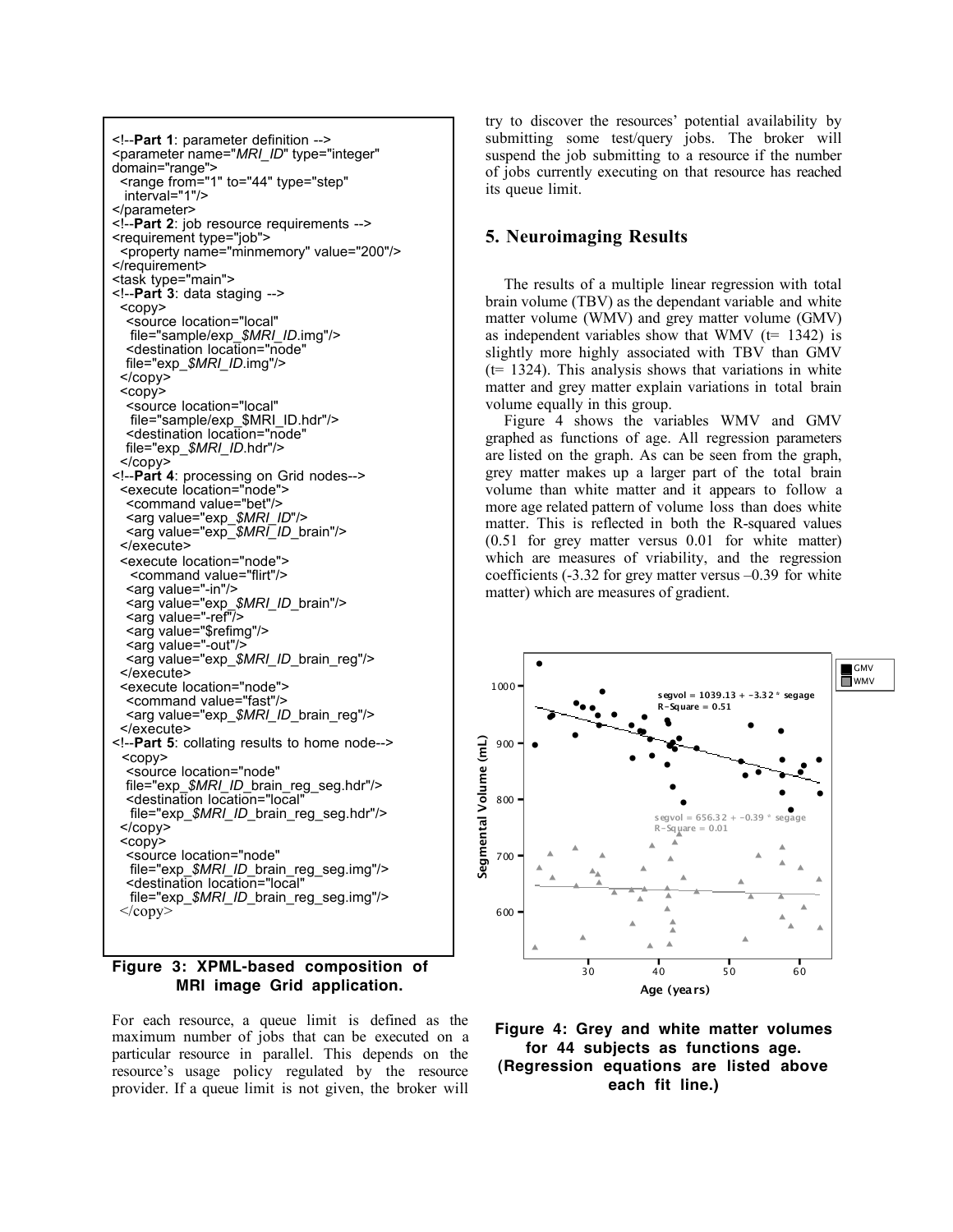```
<!--Part 1: parameter definition -->
<parameter name="MRI_ID" type="integer"
domain="range">
  <range from="1" to="44" type="step"
   interval="1"/>
</parameter>
<!--Part 2: job resource requirements -->
<requirement type="job">
  <property name="minmemory" value="200"/>
</requirement>
<task type="main">
<!--Part 3: data staging -->
  <copy>
   <source location="local"
    file="sample/exp_$MRI_ID.img"/>
   <destination location="node"
   file="exp_$MRI_ID.img"/>
  </copy>
  <copy>
   <source location="local"
    file="sample/exp_$MRI_ID.hdr"/>
   <destination location="node"
   file="exp_$MRI_ID.hdr"/>
  </copy>
<!--Part 4: processing on Grid nodes-->
  <execute location="node">
   <command value="bet"/>
   <arg value="exp_$MRI_ID"/>
   <arg value="exp_$MRI_ID_brain"/>
  </execute>
  <execute location="node">
    <command value="flirt"/>
   <arg value="-in"/>
   <arg value="exp_$MRI_ID_brain"/>
   <arg value="-ref"/>
   <arg value="$refimg"/>
   <arg value="-out"/>
   <arg value="exp_$MRI_ID_brain_reg"/>
  </execute>
  <execute location="node">
   <command value="fast"/>
   <arg value="exp_$MRI_ID_brain_reg"/>
  </execute>
<!--Part 5: collating results to home node-->
  <copy>
   <source location="node"
   file="exp_$MRI_ID_brain_reg_seg.hdr"/>
   <destination location="local"
    file="exp_$MRI_ID_brain_reg_seg.hdr"/>
  </copy>
  <copy>
   <source location="node"
   file="exp_$MRI_ID_brain_reg_seg.img"/>
   <destination location="local"
    file="exp_$MRI_ID_brain_reg_seg.img"/>
  </copy>
```

**Figure 3: XPML-based composition of MRI image Grid application.**

For each resource, a queue limit is defined as the maximum number of jobs that can be executed on a particular resource in parallel. This depends on the resource's usage policy regulated by the resource provider. If a queue limit is not given, the broker will try to discover the resources' potential availability by submitting some test/query jobs. The broker will suspend the job submitting to a resource if the number of jobs currently executing on that resource has reached its queue limit.

## 5. Neuroimaging Results

The results of a multiple linear regression with total brain volume (TBV) as the dependant variable and white matter volume (WMV) and grey matter volume (GMV) as independent variables show that WMV (t= 1342) is slightly more highly associated with TBV than GMV (t= 1324). This analysis shows that variations in white matter and grey matter explain variations in total brain volume equally in this group.

Figure 4 shows the variables WMV and GMV graphed as functions of age. All regression parameters are listed on the graph. As can be seen from the graph, grey matter makes up a larger part of the total brain volume than white matter and it appears to follow a more age related pattern of volume loss than does white matter. This is reflected in both the R-squared values (0.51 for grey matter versus 0.01 for white matter) which are measures of vriability, and the regression coefficients (-3.32 for grey matter versus –0.39 for white matter) which are measures of gradient.

**Figure 4: Grey and white matter volumes for 44 subjects as functions age. (Regression equations are listed above each fit line.)**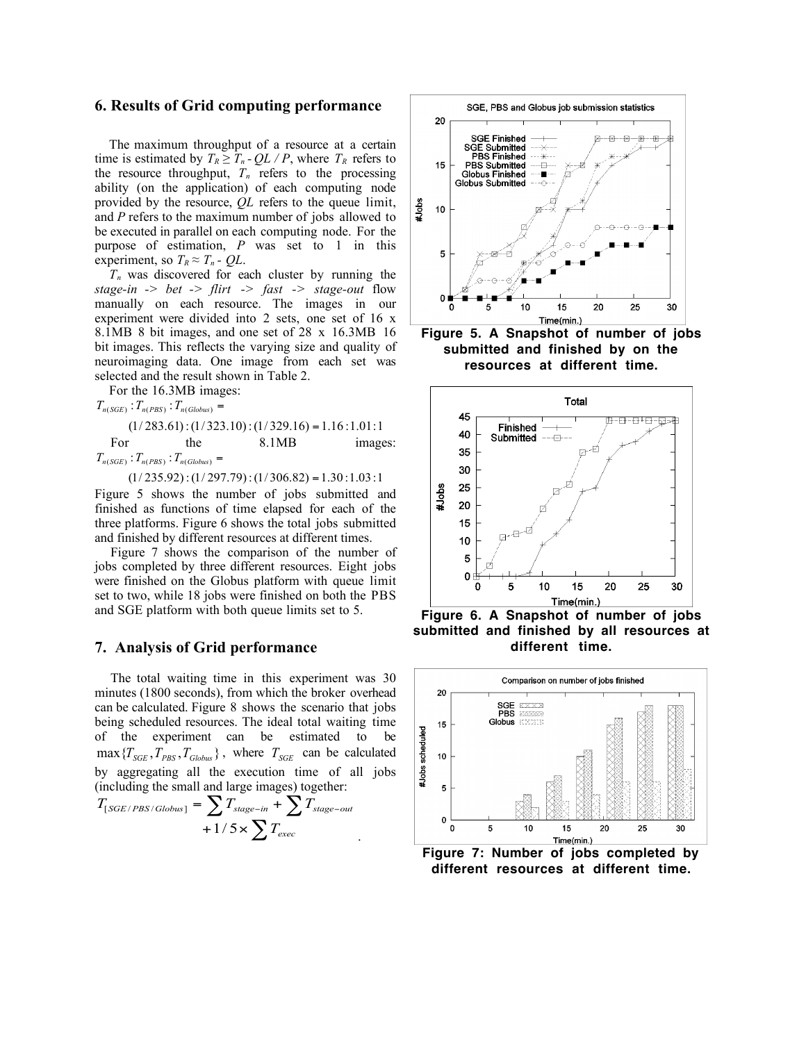## 6. Results of Grid computing performance

The maximum throughput of a resource at a certain time is estimated by $T_R \geq T_n - QL / P$, where $T_R$ refers to the resource throughput, $T_n$ refers to the processing ability (on the application) of each computing node provided by the resource, $QL$ refers to the queue limit, and $P$ refers to the maximum number of jobs allowed to be executed in parallel on each computing node. For the purpose of estimation, $P$ was set to 1 in this experiment, so $T_R \approx T_n - QL$.

$T_n$ was discovered for each cluster by running the *stage-in -> bet -> flirt -> fast -> stage-out* flow manually on each resource. The images in our experiment were divided into 2 sets, one set of 16 x 8.1MB 8 bit images, and one set of 28 x 16.3MB 16 bit images. This reflects the varying size and quality of neuroimaging data. One image from each set was selected and the result shown in Table 2.

For the 16.3MB images:

$$T_{n(SGE)} : T_{n(PBS)} : T_{n(Globus)} = (1/283.61):(1/323.10):(1/329.16) = 1.16:1.01:1$$

For the 8.1MB images:

$$T_{n(SGE)} : T_{n(PBS)} : T_{n(Globus)} = (1/235.92):(1/297.79):(1/306.82) = 1.30:1.03:1$$

Figure 5 shows the number of jobs submitted and finished as functions of time elapsed for each of the three platforms. Figure 6 shows the total jobs submitted and finished by different resources at different times.

Figure 7 shows the comparison of the number of jobs completed by three different resources. Eight jobs were finished on the Globus platform with queue limit set to two, while 18 jobs were finished on both the PBS and SGE platform with both queue limits set to 5.

## 7. Analysis of Grid performance

The total waiting time in this experiment was 30 minutes (1800 seconds), from which the broker overhead can be calculated. Figure 8 shows the scenario that jobs being scheduled resources. The ideal total waiting time of the experiment can be estimated to be $\max\{T_{SGE}, T_{PBS}, T_{Globus}\}$, where $T_{SGE}$ can be calculated by aggregating all the execution time of all jobs (including the small and large images) together:

$$T_{[SGE/PBS/Globus]} = \sum T_{stage-in} + \sum T_{stage-out} + 1/5 \times \sum T_{exec}$$

**Figure 5. A Snapshot of number of jobs submitted and finished by on the resources at different time.**

**Figure 6. A Snapshot of number of jobs submitted and finished by all resources at different time.**

**Figure 7: Number of jobs completed by different resources at different time.**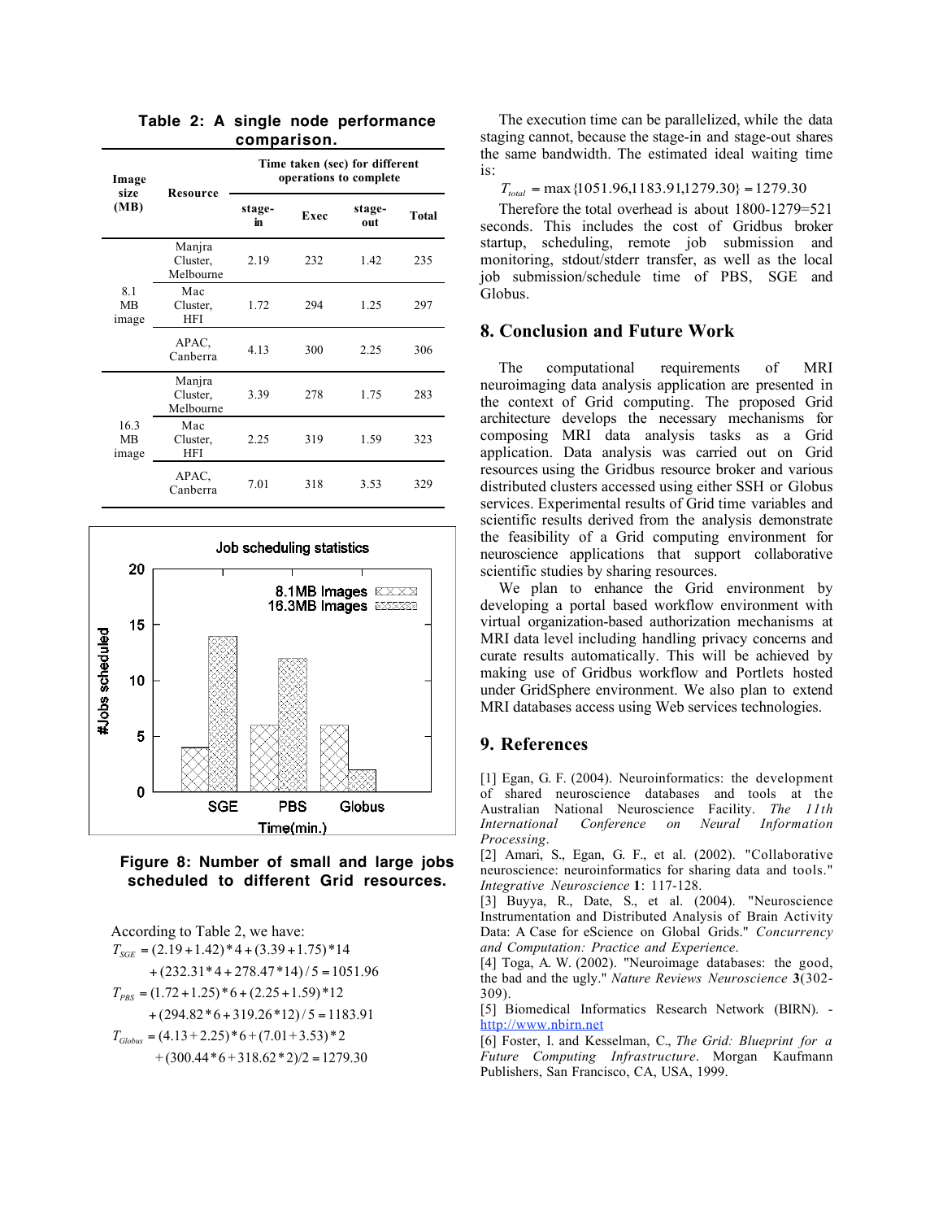**Table 2: A single node performance comparison.**

| Image size (MB) | Resource | Time taken (sec) for different operations to complete | | | |
|---|---|---|---|---|---|
| | | stage-in | Exec | stage-out | Total |
| 8.1 MB image | Manjra Cluster, Melbourne | 2.19 | 232 | 1.42 | 235 |
| | Mac Cluster, HFI | 1.72 | 294 | 1.25 | 297 |
| | APAC, Canberra | 4.13 | 300 | 2.25 | 306 |
| 16.3 MB image | Manjra Cluster, Melbourne | 3.39 | 278 | 1.75 | 283 |
| | Mac Cluster, HFI | 2.25 | 319 | 1.59 | 323 |
| | APAC, Canberra | 7.01 | 318 | 3.53 | 329 |

**Figure 8: Number of small and large jobs scheduled to different Grid resources.**

According to Table 2, we have:

$$T_{SGE} = (2.19+1.42)*4+(3.39+1.75)*14 + (232.31*4+278.47*14)/5 = 1051.96$$

$$T_{PBS} = (1.72+1.25)*6+(2.25+1.59)*12 + (294.82*6+319.26*12)/5 = 1183.91$$

$$T_{Globus} = (4.13+2.25)*6+(7.01+3.53)*2 + (300.44*6+318.62*2)/2 = 1279.30$$

The execution time can be parallelized, while the data staging cannot, because the stage-in and stage-out shares the same bandwidth. The estimated ideal waiting time is:

$$T_{total} = \max\{1051.96, 1183.91, 1279.30\} = 1279.30$$

Therefore the total overhead is about 1800-1279=521 seconds. This includes the cost of Gridbus broker startup, scheduling, remote job submission and monitoring, stdout/stderr transfer, as well as the local job submission/schedule time of PBS, SGE and Globus.

## 8. Conclusion and Future Work

The computational requirements of MRI neuroimaging data analysis application are presented in the context of Grid computing. The proposed Grid architecture develops the necessary mechanisms for composing MRI data analysis tasks as a Grid application. Data analysis was carried out on Grid resources using the Gridbus resource broker and various distributed clusters accessed using either SSH or Globus services. Experimental results of Grid time variables and scientific results derived from the analysis demonstrate the feasibility of a Grid computing environment for neuroscience applications that support collaborative scientific studies by sharing resources.

We plan to enhance the Grid environment by developing a portal based workflow environment with virtual organization-based authorization mechanisms at MRI data level including handling privacy concerns and curate results automatically. This will be achieved by making use of Gridbus workflow and Portlets hosted under GridSphere environment. We also plan to extend MRI databases access using Web services technologies.

## 9. References

[1] Egan, G. F. (2004). Neuroinformatics: the development of shared neuroscience databases and tools at the Australian National Neuroscience Facility. *The 11th International Conference on Neural Information Processing*.

[2] Amari, S., Egan, G. F., et al. (2002). "Collaborative neuroscience: neuroinformatics for sharing data and tools." *Integrative Neuroscience* **1**: 117-128.

[3] Buyya, R., Date, S., et al. (2004). "Neuroscience Instrumentation and Distributed Analysis of Brain Activity Data: A Case for eScience on Global Grids." *Concurrency and Computation: Practice and Experience*.

[4] Toga, A. W. (2002). "Neuroimage databases: the good, the bad and the ugly." *Nature Reviews Neuroscience* **3**(302-309).

[5] Biomedical Informatics Research Network (BIRN). - http://www.nbirn.net

[6] Foster, I. and Kesselman, C., *The Grid: Blueprint for a Future Computing Infrastructure*. Morgan Kaufmann Publishers, San Francisco, CA, USA, 1999.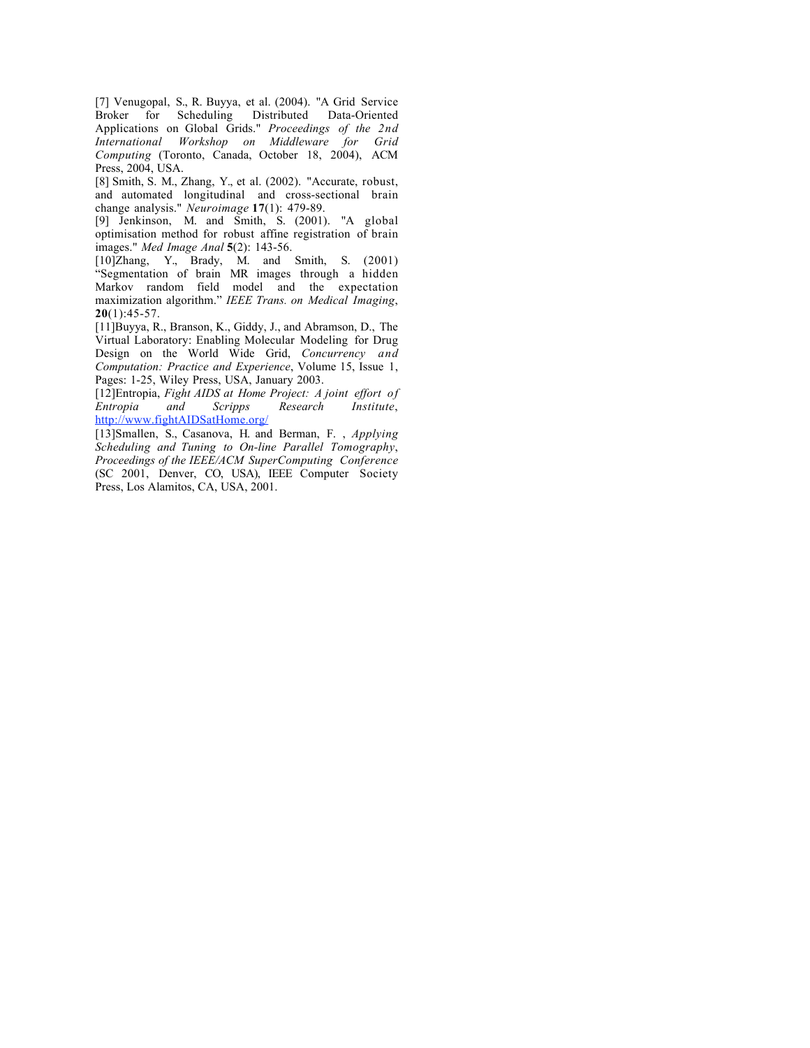[7] Venugopal, S., R. Buyya, et al. (2004). "A Grid Service Broker for Scheduling Distributed Data-Oriented Applications on Global Grids." *Proceedings of the 2nd International Workshop on Middleware for Grid Computing* (Toronto, Canada, October 18, 2004), ACM Press, 2004, USA.

[8] Smith, S. M., Zhang, Y., et al. (2002). "Accurate, robust, and automated longitudinal and cross-sectional brain change analysis." *Neuroimage* **17**(1): 479-89.

[9] Jenkinson, M. and Smith, S. (2001). "A global optimisation method for robust affine registration of brain images." *Med Image Anal* **5**(2): 143-56.

[10]Zhang, Y., Brady, M. and Smith, S. (2001) "Segmentation of brain MR images through a hidden Markov random field model and the expectation maximization algorithm." *IEEE Trans. on Medical Imaging*, **20**(1):45-57.

[11]Buyya, R., Branson, K., Giddy, J., and Abramson, D., The Virtual Laboratory: Enabling Molecular Modeling for Drug Design on the World Wide Grid, *Concurrency and Computation: Practice and Experience*, Volume 15, Issue 1, Pages: 1-25, Wiley Press, USA, January 2003.

[12]Entropia, *Fight AIDS at Home Project: A joint effort of Entropia and Scripps Research Institute*, http://www.fightAIDSatHome.org/

[13]Smallen, S., Casanova, H. and Berman, F. , *Applying Scheduling and Tuning to On-line Parallel Tomography*, *Proceedings of the IEEE/ACM SuperComputing Conference* (SC 2001, Denver, CO, USA), IEEE Computer Society Press, Los Alamitos, CA, USA, 2001.